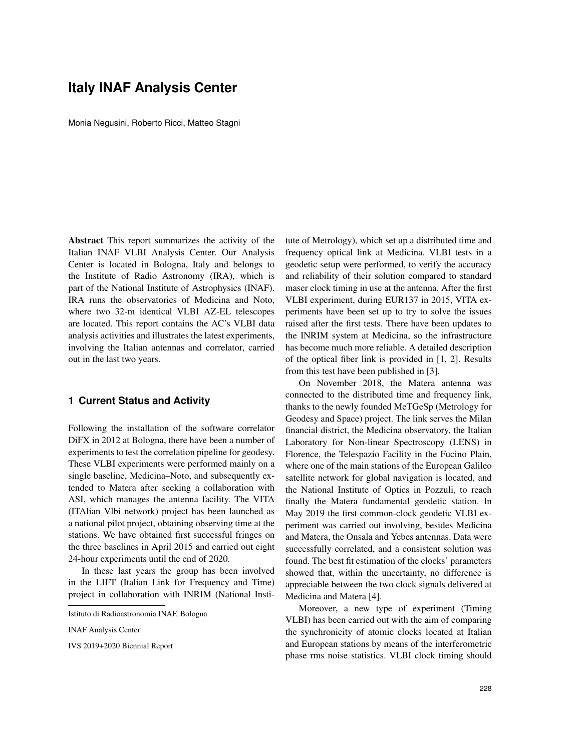# Italy INAF Analysis Center

Monia Negusini, Roberto Ricci, Matteo Stagni

Istituto di Radioastronomia INAF, Bologna

INAF Analysis Center

IVS 2019+2020 Biennial Report

**Abstract** This report summarizes the activity of the Italian INAF VLBI Analysis Center. Our Analysis Center is located in Bologna, Italy and belongs to the Institute of Radio Astronomy (IRA), which is part of the National Institute of Astrophysics (INAF). IRA runs the observatories of Medicina and Noto, where two 32-m identical VLBI AZ-EL telescopes are located. This report contains the AC's VLBI data analysis activities and illustrates the latest experiments, involving the Italian antennas and correlator, carried out in the last two years.

## 1 Current Status and Activity

Following the installation of the software correlator DiFX in 2012 at Bologna, there have been a number of experiments to test the correlation pipeline for geodesy. These VLBI experiments were performed mainly on a single baseline, Medicina–Noto, and subsequently extended to Matera after seeking a collaboration with ASI, which manages the antenna facility. The VITA (ITAlian Vlbi network) project has been launched as a national pilot project, obtaining observing time at the stations. We have obtained first successful fringes on the three baselines in April 2015 and carried out eight 24-hour experiments until the end of 2020.

In these last years the group has been involved in the LIFT (Italian Link for Frequency and Time) project in collaboration with INRIM (National Institute of Metrology), which set up a distributed time and frequency optical link at Medicina. VLBI tests in a geodetic setup were performed, to verify the accuracy and reliability of their solution compared to standard maser clock timing in use at the antenna. After the first VLBI experiment, during EUR137 in 2015, VITA experiments have been set up to try to solve the issues raised after the first tests. There have been updates to the INRIM system at Medicina, so the infrastructure has become much more reliable. A detailed description of the optical fiber link is provided in [1, 2]. Results from this test have been published in [3].

On November 2018, the Matera antenna was connected to the distributed time and frequency link, thanks to the newly founded MeTGeSp (Metrology for Geodesy and Space) project. The link serves the Milan financial district, the Medicina observatory, the Italian Laboratory for Non-linear Spectroscopy (LENS) in Florence, the Telespazio Facility in the Fucino Plain, where one of the main stations of the European Galileo satellite network for global navigation is located, and the National Institute of Optics in Pozzuli, to reach finally the Matera fundamental geodetic station. In May 2019 the first common-clock geodetic VLBI experiment was carried out involving, besides Medicina and Matera, the Onsala and Yebes antennas. Data were successfully correlated, and a consistent solution was found. The best fit estimation of the clocks' parameters showed that, within the uncertainty, no difference is appreciable between the two clock signals delivered at Medicina and Matera [4].

Moreover, a new type of experiment (Timing VLBI) has been carried out with the aim of comparing the synchronicity of atomic clocks located at Italian and European stations by means of the interferometric phase rms noise statistics. VLBI clock timing should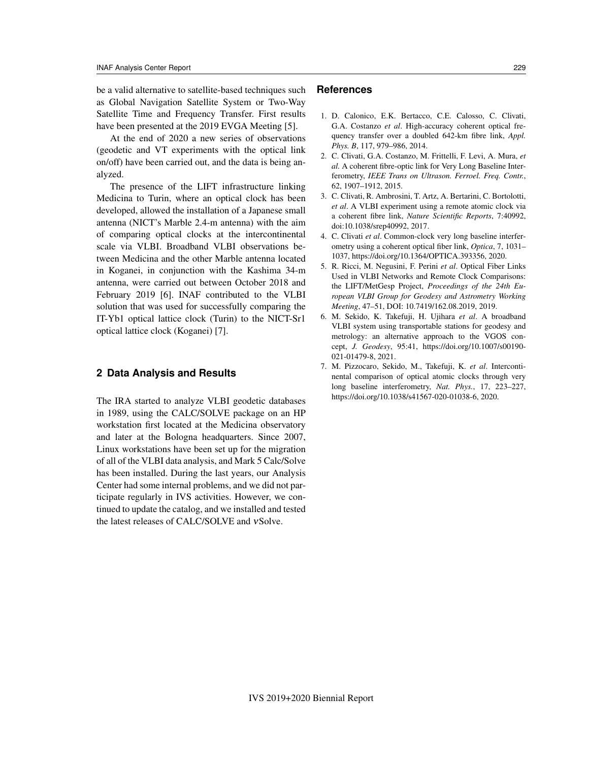be a valid alternative to satellite-based techniques such as Global Navigation Satellite System or Two-Way Satellite Time and Frequency Transfer. First results have been presented at the 2019 EVGA Meeting [5].

At the end of 2020 a new series of observations (geodetic and VT experiments with the optical link on/off) have been carried out, and the data is being analyzed.

The presence of the LIFT infrastructure linking Medicina to Turin, where an optical clock has been developed, allowed the installation of a Japanese small antenna (NICT's Marble 2.4-m antenna) with the aim of comparing optical clocks at the intercontinental scale via VLBI. Broadband VLBI observations between Medicina and the other Marble antenna located in Koganei, in conjunction with the Kashima 34-m antenna, were carried out between October 2018 and February 2019 [6]. INAF contributed to the VLBI solution that was used for successfully comparing the IT-Yb1 optical lattice clock (Turin) to the NICT-Sr1 optical lattice clock (Koganei) [7].

## 2 Data Analysis and Results

The IRA started to analyze VLBI geodetic databases in 1989, using the CALC/SOLVE package on an HP workstation first located at the Medicina observatory and later at the Bologna headquarters. Since 2007, Linux workstations have been set up for the migration of all of the VLBI data analysis, and Mark 5 Calc/Solve has been installed. During the last years, our Analysis Center had some internal problems, and we did not participate regularly in IVS activities. However, we continued to update the catalog, and we installed and tested the latest releases of CALC/SOLVE and νSolve.

## References

1. D. Calonico, E.K. Bertacco, C.E. Calosso, C. Clivati, G.A. Costanzo *et al*. High-accuracy coherent optical frequency transfer over a doubled 642-km fibre link, *Appl. Phys. B*, 117, 979–986, 2014.
2. C. Clivati, G.A. Costanzo, M. Frittelli, F. Levi, A. Mura, *et al.* A coherent fibre-optic link for Very Long Baseline Interferometry, *IEEE Trans on Ultrason. Ferroel. Freq. Contr.*, 62, 1907–1912, 2015.
3. C. Clivati, R. Ambrosini, T. Artz, A. Bertarini, C. Bortolotti, *et al*. A VLBI experiment using a remote atomic clock via a coherent fibre link, *Nature Scientific Reports*, 7:40992, doi:10.1038/srep40992, 2017.
4. C. Clivati *et al*. Common-clock very long baseline interferometry using a coherent optical fiber link, *Optica*, 7, 1031–1037, https://doi.org/10.1364/OPTICA.393356, 2020.
5. R. Ricci, M. Negusini, F. Perini *et al*. Optical Fiber Links Used in VLBI Networks and Remote Clock Comparisons: the LIFT/MetGesp Project, *Proceedings of the 24th European VLBI Group for Geodesy and Astrometry Working Meeting*, 47–51, DOI: 10.7419/162.08.2019, 2019.
6. M. Sekido, K. Takefuji, H. Ujihara *et al*. A broadband VLBI system using transportable stations for geodesy and metrology: an alternative approach to the VGOS concept, *J. Geodesy*, 95:41, https://doi.org/10.1007/s00190-021-01479-8, 2021.
7. M. Pizzocaro, Sekido, M., Takefuji, K. *et al*. Intercontinental comparison of optical atomic clocks through very long baseline interferometry, *Nat. Phys.*, 17, 223–227, https://doi.org/10.1038/s41567-020-01038-6, 2020.